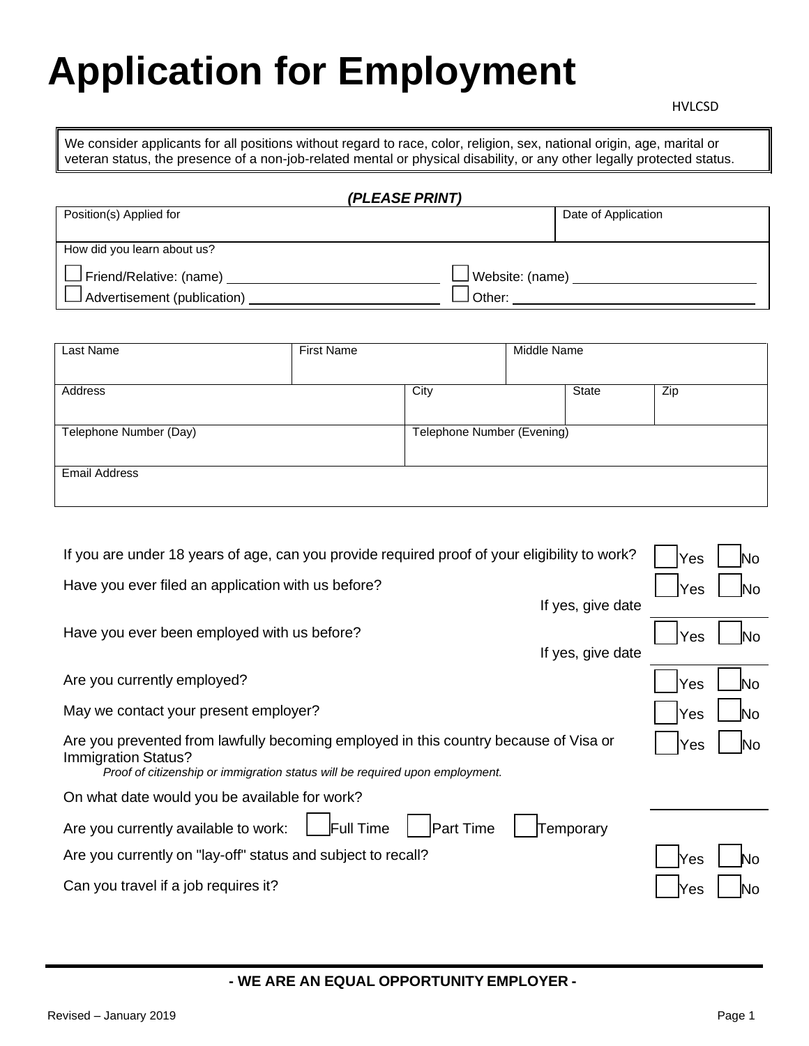# Application for Employment

HVLCSD

We consider applicants for all positions without regard to race, color, religion, sex, national origin, age, marital or veteran status, the presence of a non-job-related mental or physical disability, or any other legally protected status.

***(PLEASE PRINT)***

| Position(s) Applied for | Date of Application |
|---|---|
| | |

How did you learn about us?

☐ Friend/Relative: (name) ______________________ ☐ Website: (name) ______________________

☐ Advertisement (publication) ______________________ ☐ Other: ______________________

| Last Name | First Name | Middle Name |
|---|---|---|
| | | |

| Address | City | State | Zip |
|---|---|---|---|
| | | | |

| Telephone Number (Day) | Telephone Number (Evening) |
|---|---|
| | |

| Email Address |
|---|
| |

| Question | Yes | No |
|---|---|---|
| If you are under 18 years of age, can you provide required proof of your eligibility to work? | ☐ Yes | ☐ No |
| Have you ever filed an application with us before? If yes, give date ________ | ☐ Yes | ☐ No |
| Have you ever been employed with us before? If yes, give date ________ | ☐ Yes | ☐ No |
| Are you currently employed? | ☐ Yes | ☐ No |
| May we contact your present employer? | ☐ Yes | ☐ No |
| Are you prevented from lawfully becoming employed in this country because of Visa or Immigration Status? *Proof of citizenship or immigration status will be required upon employment.* | ☐ Yes | ☐ No |

On what date would you be available for work? ________

Are you currently available to work: ☐ Full Time ☐ Part Time ☐ Temporary

| Question | Yes | No |
|---|---|---|
| Are you currently on "lay-off" status and subject to recall? | ☐ Yes | ☐ No |
| Can you travel if a job requires it? | ☐ Yes | ☐ No |

**- WE ARE AN EQUAL OPPORTUNITY EMPLOYER -**

Revised – January 2019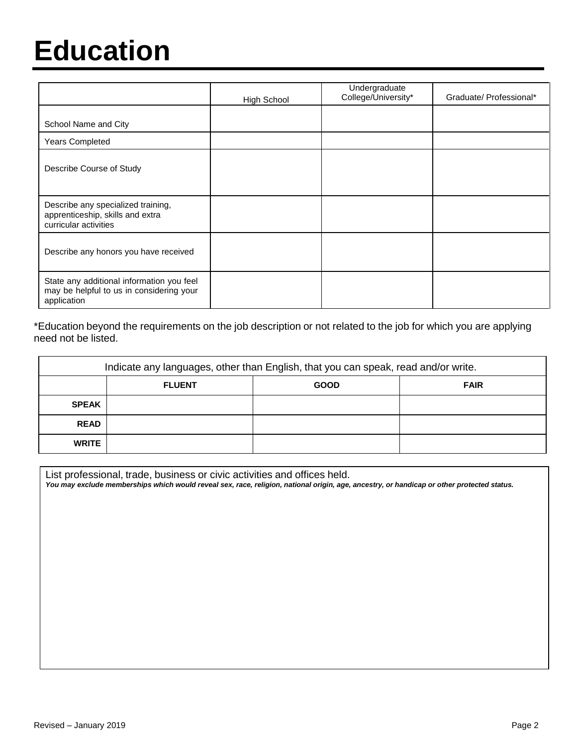# Education

| | High School | Undergraduate College/University* | Graduate/ Professional* |
|---|---|---|---|
| School Name and City | | | |
| Years Completed | | | |
| Describe Course of Study | | | |
| Describe any specialized training, apprenticeship, skills and extra curricular activities | | | |
| Describe any honors you have received | | | |
| State any additional information you feel may be helpful to us in considering your application | | | |

*Education beyond the requirements on the job description or not related to the job for which you are applying need not be listed.

| Indicate any languages, other than English, that you can speak, read and/or write. | | | |
|---|---|---|---|
| | **FLUENT** | **GOOD** | **FAIR** |
| **SPEAK** | | | |
| **READ** | | | |
| **WRITE** | | | |

List professional, trade, business or civic activities and offices held.

***You may exclude memberships which would reveal sex, race, religion, national origin, age, ancestry, or handicap or other protected status.***

Revised – January 2019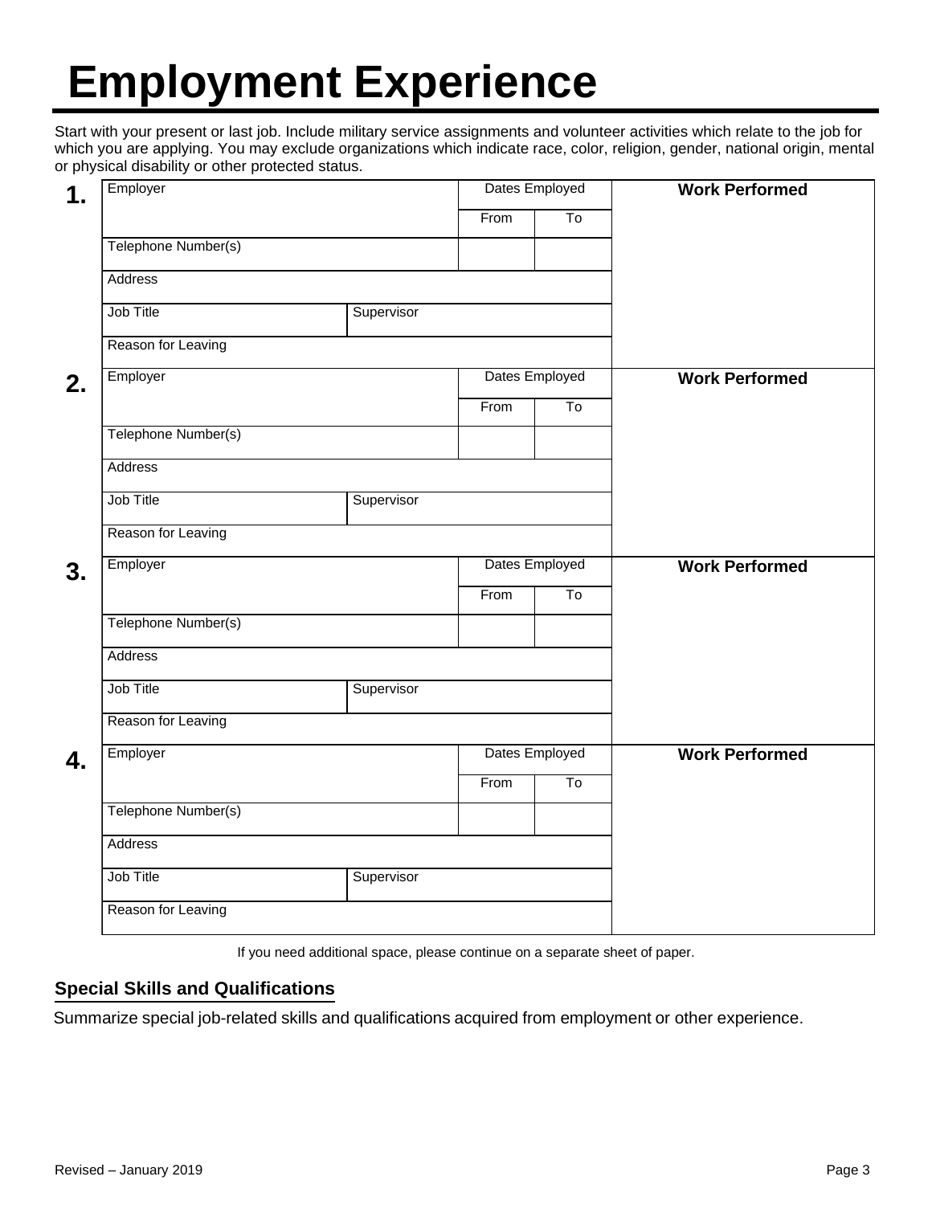# Employment Experience

Start with your present or last job. Include military service assignments and volunteer activities which relate to the job for which you are applying. You may exclude organizations which indicate race, color, religion, gender, national origin, mental or physical disability or other protected status.

**1.**

| Employer | | Dates Employed | | **Work Performed** |
|---|---|---|---|---|
| | | From | To | |
| Telephone Number(s) | | | | |
| Address | | | | |
| Job Title | Supervisor | | | |
| Reason for Leaving | | | | |

**2.**

| Employer | | Dates Employed | | **Work Performed** |
|---|---|---|---|---|
| | | From | To | |
| Telephone Number(s) | | | | |
| Address | | | | |
| Job Title | Supervisor | | | |
| Reason for Leaving | | | | |

**3.**

| Employer | | Dates Employed | | **Work Performed** |
|---|---|---|---|---|
| | | From | To | |
| Telephone Number(s) | | | | |
| Address | | | | |
| Job Title | Supervisor | | | |
| Reason for Leaving | | | | |

**4.**

| Employer | | Dates Employed | | **Work Performed** |
|---|---|---|---|---|
| | | From | To | |
| Telephone Number(s) | | | | |
| Address | | | | |
| Job Title | Supervisor | | | |
| Reason for Leaving | | | | |

If you need additional space, please continue on a separate sheet of paper.

## Special Skills and Qualifications

Summarize special job-related skills and qualifications acquired from employment or other experience.

Revised – January 2019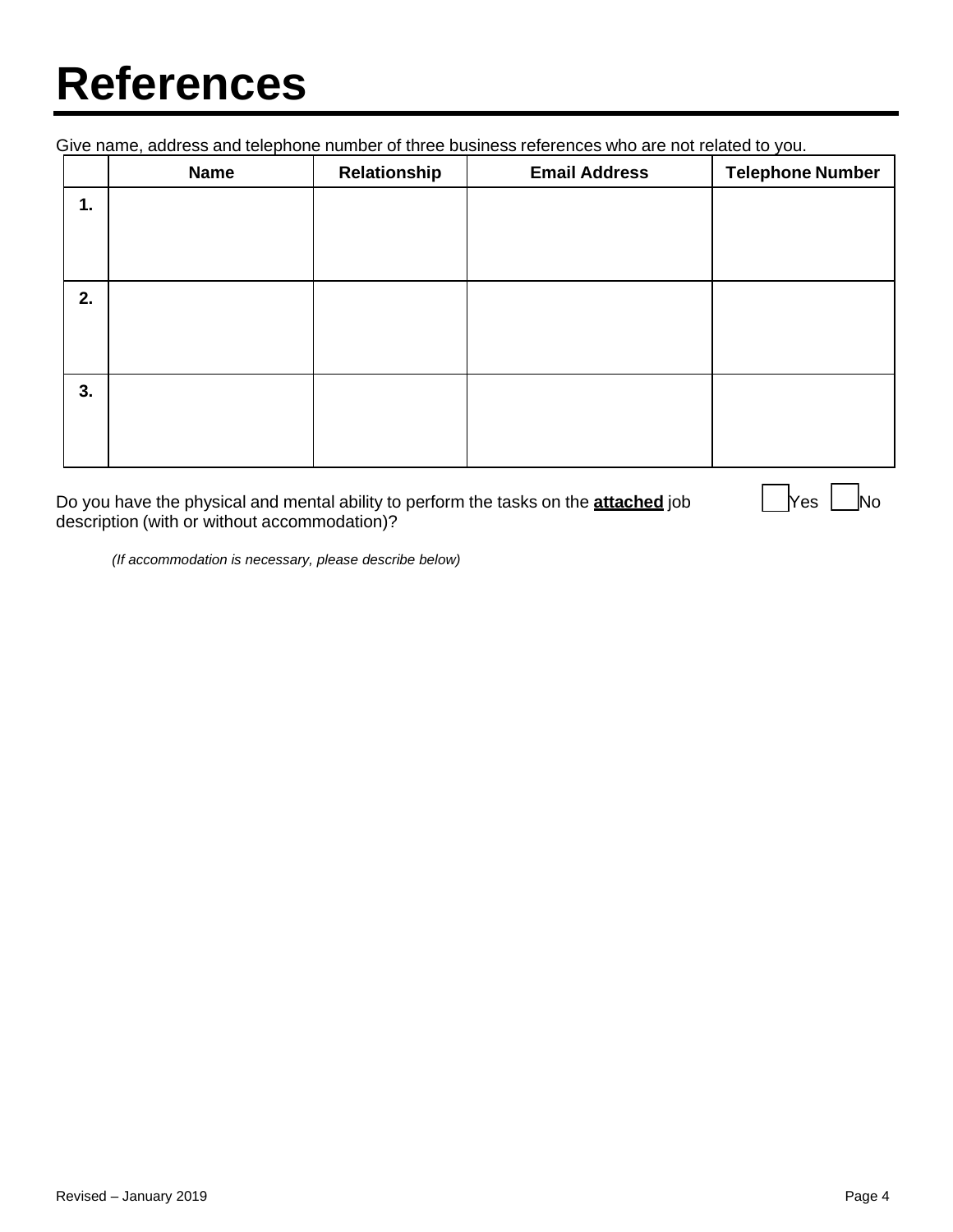# References

Give name, address and telephone number of three business references who are not related to you.

| | Name | Relationship | Email Address | Telephone Number |
|---|---|---|---|---|
| **1.** | | | | |
| **2.** | | | | |
| **3.** | | | | |

Do you have the physical and mental ability to perform the tasks on the **attached** job description (with or without accommodation)? ☐ Yes ☐ No

*(If accommodation is necessary, please describe below)*

Revised – January 2019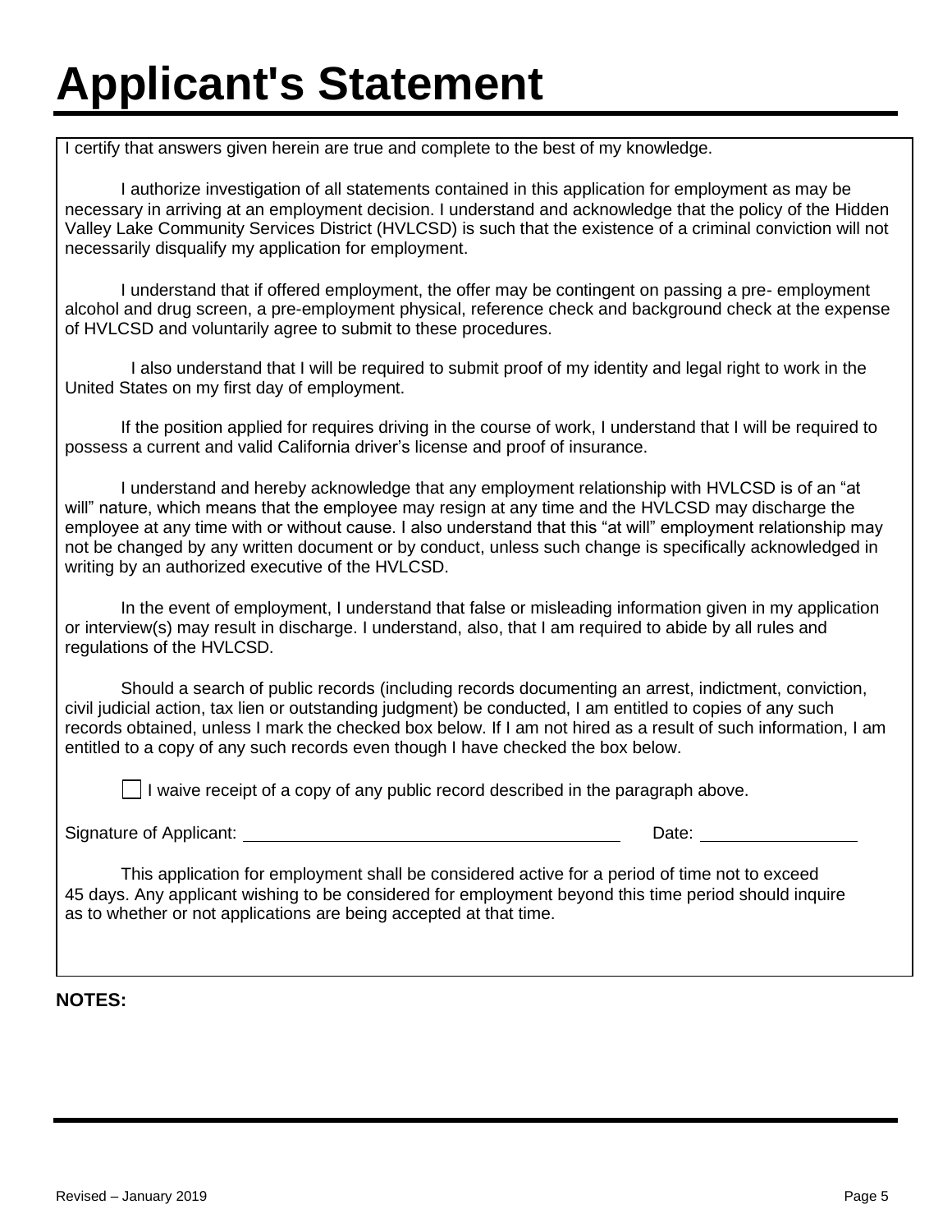# Applicant's Statement

I certify that answers given herein are true and complete to the best of my knowledge.

I authorize investigation of all statements contained in this application for employment as may be necessary in arriving at an employment decision. I understand and acknowledge that the policy of the Hidden Valley Lake Community Services District (HVLCSD) is such that the existence of a criminal conviction will not necessarily disqualify my application for employment.

I understand that if offered employment, the offer may be contingent on passing a pre- employment alcohol and drug screen, a pre-employment physical, reference check and background check at the expense of HVLCSD and voluntarily agree to submit to these procedures.

I also understand that I will be required to submit proof of my identity and legal right to work in the United States on my first day of employment.

If the position applied for requires driving in the course of work, I understand that I will be required to possess a current and valid California driver's license and proof of insurance.

I understand and hereby acknowledge that any employment relationship with HVLCSD is of an "at will" nature, which means that the employee may resign at any time and the HVLCSD may discharge the employee at any time with or without cause. I also understand that this "at will" employment relationship may not be changed by any written document or by conduct, unless such change is specifically acknowledged in writing by an authorized executive of the HVLCSD.

In the event of employment, I understand that false or misleading information given in my application or interview(s) may result in discharge. I understand, also, that I am required to abide by all rules and regulations of the HVLCSD.

Should a search of public records (including records documenting an arrest, indictment, conviction, civil judicial action, tax lien or outstanding judgment) be conducted, I am entitled to copies of any such records obtained, unless I mark the checked box below. If I am not hired as a result of such information, I am entitled to a copy of any such records even though I have checked the box below.

☐ I waive receipt of a copy of any public record described in the paragraph above.

Signature of Applicant: ______________________________ Date: ______________

This application for employment shall be considered active for a period of time not to exceed 45 days. Any applicant wishing to be considered for employment beyond this time period should inquire as to whether or not applications are being accepted at that time.

**NOTES:**

Revised – January 2019